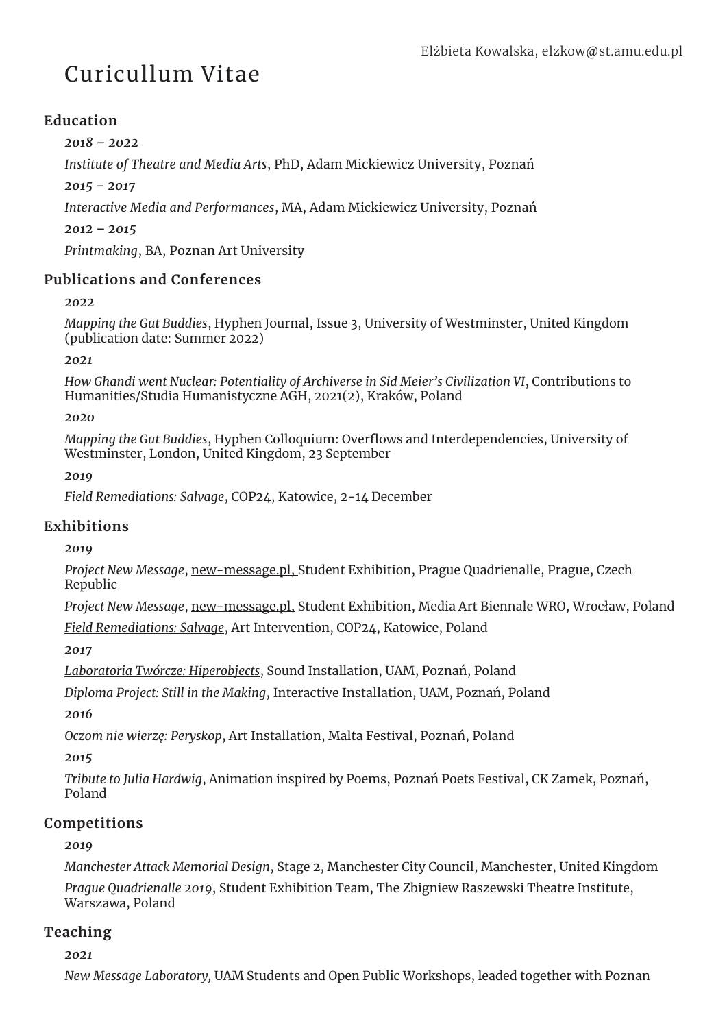Elżbieta Kowalska, elzkow@st.amu.edu.pl

# Curicullum Vitae

## Education

*2018 – 2022*

*Institute of Theatre and Media Arts*, PhD, Adam Mickiewicz University, Poznań

*2015 – 2017*

*Interactive Media and Performances*, MA, Adam Mickiewicz University, Poznań

*2012 – 2015*

*Printmaking*, BA, Poznan Art University

## Publications and Conferences

*2022*

*Mapping the Gut Buddies*, Hyphen Journal, Issue 3, University of Westminster, United Kingdom (publication date: Summer 2022)

*2021*

*How Ghandi went Nuclear: Potentiality of Archiverse in Sid Meier's Civilization VI*, Contributions to Humanities/Studia Humanistyczne AGH, 2021(2), Kraków, Poland

*2020*

*Mapping the Gut Buddies*, Hyphen Colloquium: Overflows and Interdependencies, University of Westminster, London, United Kingdom, 23 September

*2019*

*Field Remediations: Salvage*, COP24, Katowice, 2-14 December

## Exhibitions

*2019*

*Project New Message*, new-message.pl, Student Exhibition, Prague Quadrienalle, Prague, Czech Republic

*Project New Message*, new-message.pl, Student Exhibition, Media Art Biennale WRO, Wrocław, Poland

*Field Remediations: Salvage*, Art Intervention, COP24, Katowice, Poland

*2017*

*Laboratoria Twórcze: Hiperobjects*, Sound Installation, UAM, Poznań, Poland

*Diploma Project: Still in the Making*, Interactive Installation, UAM, Poznań, Poland

*2016*

*Oczom nie wierzę: Peryskop*, Art Installation, Malta Festival, Poznań, Poland

*2015*

*Tribute to Julia Hardwig*, Animation inspired by Poems, Poznań Poets Festival, CK Zamek, Poznań, Poland

## Competitions

*2019*

*Manchester Attack Memorial Design*, Stage 2, Manchester City Council, Manchester, United Kingdom

*Prague Quadrienalle 2019*, Student Exhibition Team, The Zbigniew Raszewski Theatre Institute, Warszawa, Poland

## Teaching

*2021*

*New Message Laboratory,* UAM Students and Open Public Workshops, leaded together with Poznan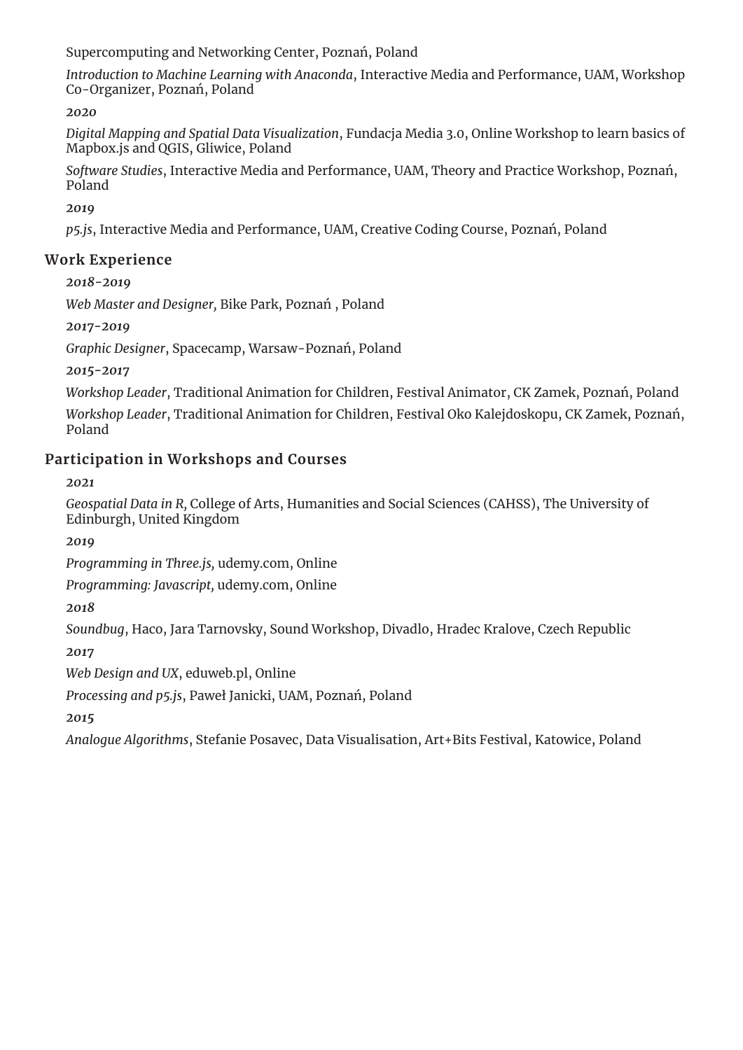Supercomputing and Networking Center, Poznań, Poland

*Introduction to Machine Learning with Anaconda*, Interactive Media and Performance, UAM, Workshop Co-Organizer, Poznań, Poland

*2020*

*Digital Mapping and Spatial Data Visualization*, Fundacja Media 3.0, Online Workshop to learn basics of Mapbox.js and QGIS, Gliwice, Poland

*Software Studies*, Interactive Media and Performance, UAM, Theory and Practice Workshop, Poznań, Poland

*2019*

*p5.js*, Interactive Media and Performance, UAM, Creative Coding Course, Poznań, Poland

## Work Experience

*2018-2019*

*Web Master and Designer,* Bike Park, Poznań , Poland

*2017-2019*

*Graphic Designer*, Spacecamp, Warsaw-Poznań, Poland

*2015-2017*

*Workshop Leader*, Traditional Animation for Children, Festival Animator, CK Zamek, Poznań, Poland

*Workshop Leader*, Traditional Animation for Children, Festival Oko Kalejdoskopu, CK Zamek, Poznań, Poland

## Participation in Workshops and Courses

*2021*

*Geospatial Data in R,* College of Arts, Humanities and Social Sciences (CAHSS), The University of Edinburgh, United Kingdom

*2019*

*Programming in Three.js,* udemy.com, Online

*Programming: Javascript,* udemy.com, Online

*2018*

*Soundbug*, Haco, Jara Tarnovsky, Sound Workshop, Divadlo, Hradec Kralove, Czech Republic

*2017*

*Web Design and UX*, eduweb.pl, Online

*Processing and p5.js*, Paweł Janicki, UAM, Poznań, Poland

*2015*

*Analogue Algorithms*, Stefanie Posavec, Data Visualisation, Art+Bits Festival, Katowice, Poland